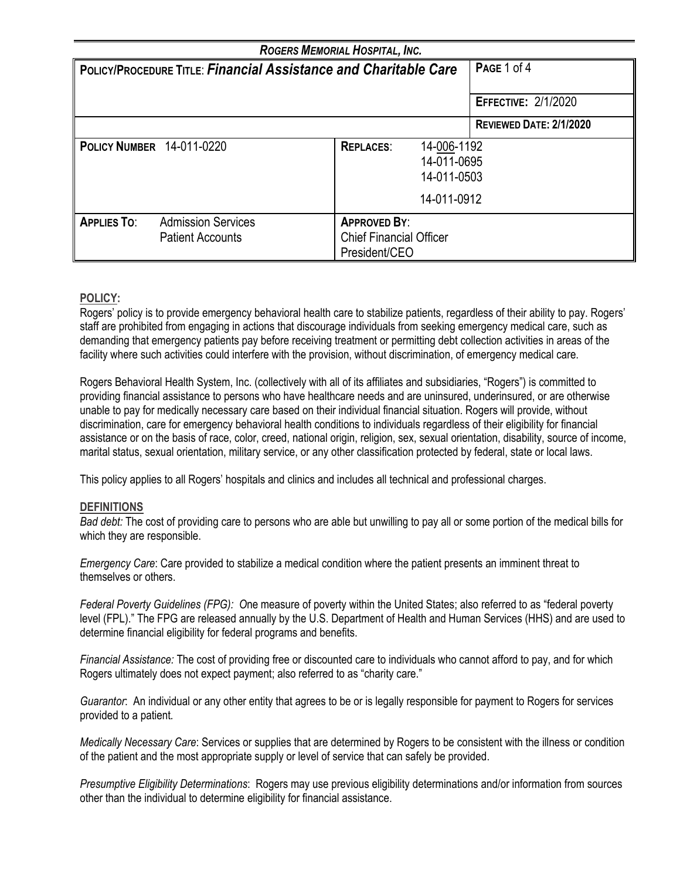**ROGERS MEMORIAL HOSPITAL, INC.**

| **POLICY/PROCEDURE TITLE**: ***Financial Assistance and Charitable Care*** | | **PAGE** 1 of 4 |
|---|---|---|
| | | **EFFECTIVE:** 2/1/2020 |
| | | **REVIEWED DATE: 2/1/2020** |
| **POLICY NUMBER** 14-011-0220 | **REPLACES**: 14-006-1192, 14-011-0695, 14-011-0503, 14-011-0912 | |
| **APPLIES TO**: Admission Services, Patient Accounts | **APPROVED BY**: Chief Financial Officer, President/CEO | |

## POLICY:

Rogers' policy is to provide emergency behavioral health care to stabilize patients, regardless of their ability to pay. Rogers' staff are prohibited from engaging in actions that discourage individuals from seeking emergency medical care, such as demanding that emergency patients pay before receiving treatment or permitting debt collection activities in areas of the facility where such activities could interfere with the provision, without discrimination, of emergency medical care.

Rogers Behavioral Health System, Inc. (collectively with all of its affiliates and subsidiaries, "Rogers") is committed to providing financial assistance to persons who have healthcare needs and are uninsured, underinsured, or are otherwise unable to pay for medically necessary care based on their individual financial situation. Rogers will provide, without discrimination, care for emergency behavioral health conditions to individuals regardless of their eligibility for financial assistance or on the basis of race, color, creed, national origin, religion, sex, sexual orientation, disability, source of income, marital status, sexual orientation, military service, or any other classification protected by federal, state or local laws.

This policy applies to all Rogers' hospitals and clinics and includes all technical and professional charges.

## DEFINITIONS

*Bad debt:* The cost of providing care to persons who are able but unwilling to pay all or some portion of the medical bills for which they are responsible.

*Emergency Care*: Care provided to stabilize a medical condition where the patient presents an imminent threat to themselves or others.

*Federal Poverty Guidelines (FPG): O*ne measure of poverty within the United States; also referred to as "federal poverty level (FPL)." The FPG are released annually by the U.S. Department of Health and Human Services (HHS) and are used to determine financial eligibility for federal programs and benefits.

*Financial Assistance:* The cost of providing free or discounted care to individuals who cannot afford to pay, and for which Rogers ultimately does not expect payment; also referred to as "charity care."

*Guarantor*: An individual or any other entity that agrees to be or is legally responsible for payment to Rogers for services provided to a patient.

*Medically Necessary Care*: Services or supplies that are determined by Rogers to be consistent with the illness or condition of the patient and the most appropriate supply or level of service that can safely be provided.

*Presumptive Eligibility Determinations*: Rogers may use previous eligibility determinations and/or information from sources other than the individual to determine eligibility for financial assistance.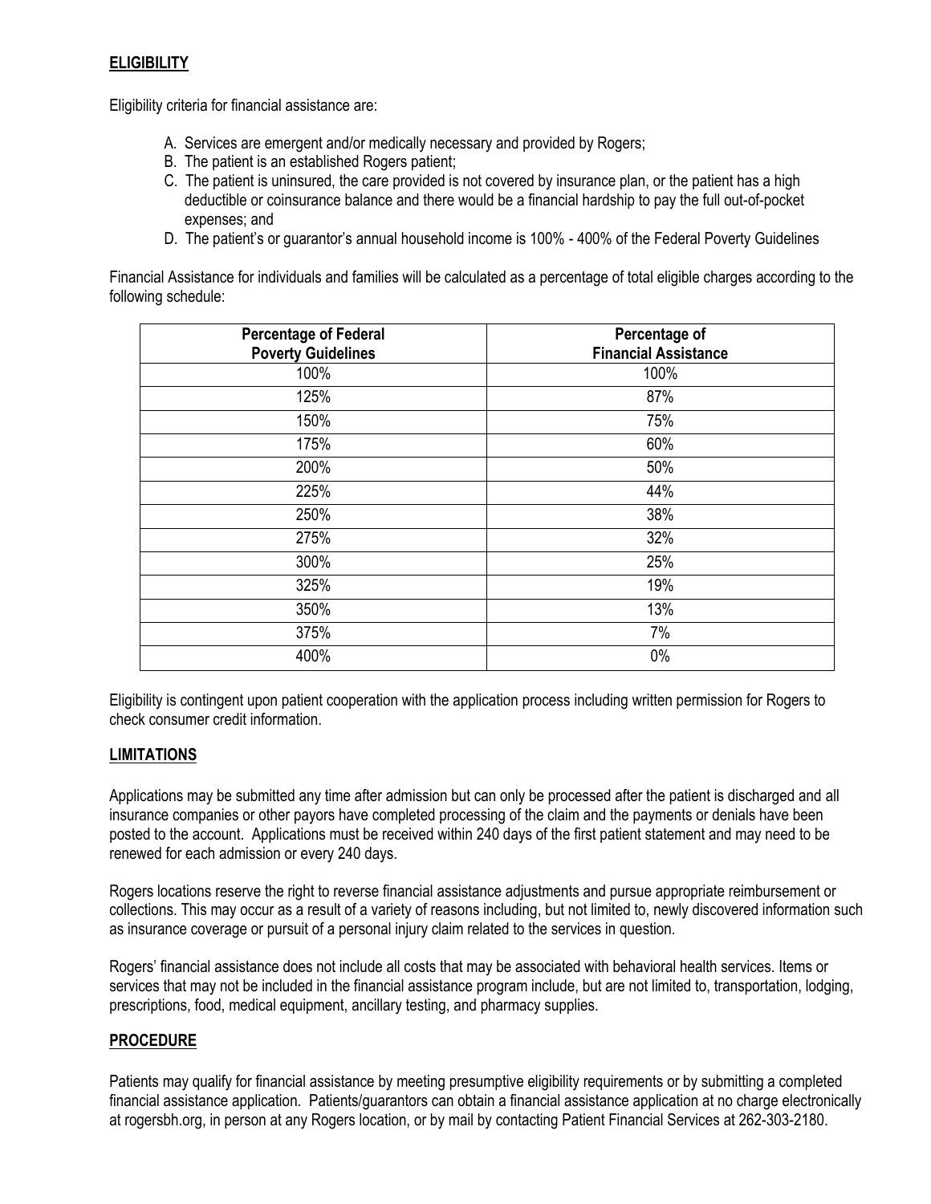## ELIGIBILITY

Eligibility criteria for financial assistance are:

A. Services are emergent and/or medically necessary and provided by Rogers;
B. The patient is an established Rogers patient;
C. The patient is uninsured, the care provided is not covered by insurance plan, or the patient has a high deductible or coinsurance balance and there would be a financial hardship to pay the full out-of-pocket expenses; and
D. The patient's or guarantor's annual household income is 100% - 400% of the Federal Poverty Guidelines

Financial Assistance for individuals and families will be calculated as a percentage of total eligible charges according to the following schedule:

| Percentage of Federal Poverty Guidelines | Percentage of Financial Assistance |
|---|---|
| 100% | 100% |
| 125% | 87% |
| 150% | 75% |
| 175% | 60% |
| 200% | 50% |
| 225% | 44% |
| 250% | 38% |
| 275% | 32% |
| 300% | 25% |
| 325% | 19% |
| 350% | 13% |
| 375% | 7% |
| 400% | 0% |

Eligibility is contingent upon patient cooperation with the application process including written permission for Rogers to check consumer credit information.

## LIMITATIONS

Applications may be submitted any time after admission but can only be processed after the patient is discharged and all insurance companies or other payors have completed processing of the claim and the payments or denials have been posted to the account. Applications must be received within 240 days of the first patient statement and may need to be renewed for each admission or every 240 days.

Rogers locations reserve the right to reverse financial assistance adjustments and pursue appropriate reimbursement or collections. This may occur as a result of a variety of reasons including, but not limited to, newly discovered information such as insurance coverage or pursuit of a personal injury claim related to the services in question.

Rogers' financial assistance does not include all costs that may be associated with behavioral health services. Items or services that may not be included in the financial assistance program include, but are not limited to, transportation, lodging, prescriptions, food, medical equipment, ancillary testing, and pharmacy supplies.

## PROCEDURE

Patients may qualify for financial assistance by meeting presumptive eligibility requirements or by submitting a completed financial assistance application. Patients/guarantors can obtain a financial assistance application at no charge electronically at rogersbh.org, in person at any Rogers location, or by mail by contacting Patient Financial Services at 262-303-2180.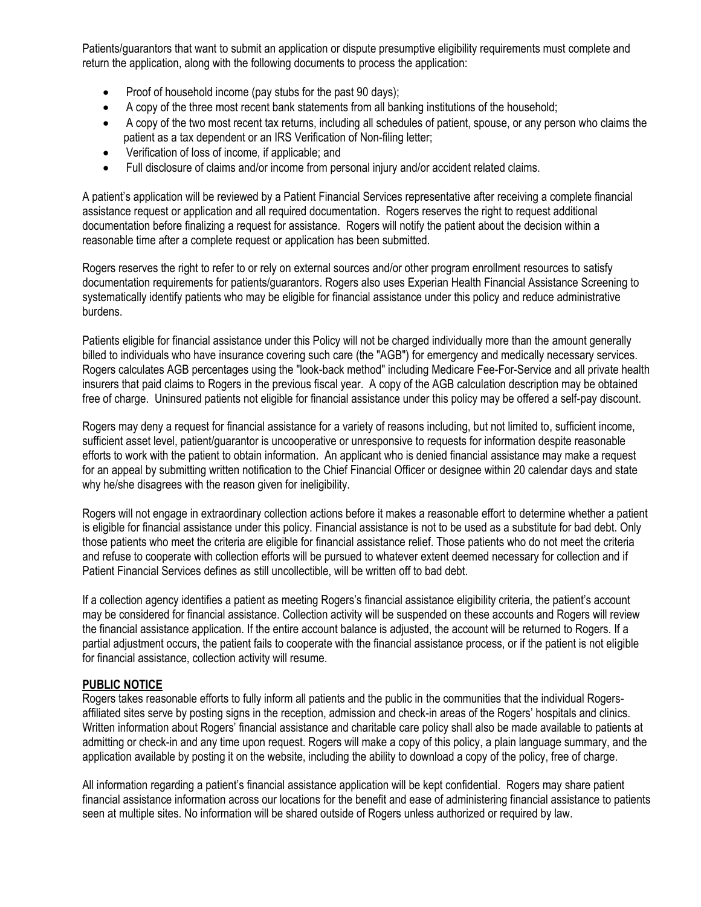Patients/guarantors that want to submit an application or dispute presumptive eligibility requirements must complete and return the application, along with the following documents to process the application:

- Proof of household income (pay stubs for the past 90 days);
- A copy of the three most recent bank statements from all banking institutions of the household;
- A copy of the two most recent tax returns, including all schedules of patient, spouse, or any person who claims the patient as a tax dependent or an IRS Verification of Non-filing letter;
- Verification of loss of income, if applicable; and
- Full disclosure of claims and/or income from personal injury and/or accident related claims.

A patient's application will be reviewed by a Patient Financial Services representative after receiving a complete financial assistance request or application and all required documentation. Rogers reserves the right to request additional documentation before finalizing a request for assistance. Rogers will notify the patient about the decision within a reasonable time after a complete request or application has been submitted.

Rogers reserves the right to refer to or rely on external sources and/or other program enrollment resources to satisfy documentation requirements for patients/guarantors. Rogers also uses Experian Health Financial Assistance Screening to systematically identify patients who may be eligible for financial assistance under this policy and reduce administrative burdens.

Patients eligible for financial assistance under this Policy will not be charged individually more than the amount generally billed to individuals who have insurance covering such care (the "AGB") for emergency and medically necessary services. Rogers calculates AGB percentages using the "look-back method" including Medicare Fee-For-Service and all private health insurers that paid claims to Rogers in the previous fiscal year. A copy of the AGB calculation description may be obtained free of charge. Uninsured patients not eligible for financial assistance under this policy may be offered a self-pay discount.

Rogers may deny a request for financial assistance for a variety of reasons including, but not limited to, sufficient income, sufficient asset level, patient/guarantor is uncooperative or unresponsive to requests for information despite reasonable efforts to work with the patient to obtain information. An applicant who is denied financial assistance may make a request for an appeal by submitting written notification to the Chief Financial Officer or designee within 20 calendar days and state why he/she disagrees with the reason given for ineligibility.

Rogers will not engage in extraordinary collection actions before it makes a reasonable effort to determine whether a patient is eligible for financial assistance under this policy. Financial assistance is not to be used as a substitute for bad debt. Only those patients who meet the criteria are eligible for financial assistance relief. Those patients who do not meet the criteria and refuse to cooperate with collection efforts will be pursued to whatever extent deemed necessary for collection and if Patient Financial Services defines as still uncollectible, will be written off to bad debt.

If a collection agency identifies a patient as meeting Rogers's financial assistance eligibility criteria, the patient's account may be considered for financial assistance. Collection activity will be suspended on these accounts and Rogers will review the financial assistance application. If the entire account balance is adjusted, the account will be returned to Rogers. If a partial adjustment occurs, the patient fails to cooperate with the financial assistance process, or if the patient is not eligible for financial assistance, collection activity will resume.

## PUBLIC NOTICE

Rogers takes reasonable efforts to fully inform all patients and the public in the communities that the individual Rogers-affiliated sites serve by posting signs in the reception, admission and check-in areas of the Rogers' hospitals and clinics. Written information about Rogers' financial assistance and charitable care policy shall also be made available to patients at admitting or check-in and any time upon request. Rogers will make a copy of this policy, a plain language summary, and the application available by posting it on the website, including the ability to download a copy of the policy, free of charge.

All information regarding a patient's financial assistance application will be kept confidential. Rogers may share patient financial assistance information across our locations for the benefit and ease of administering financial assistance to patients seen at multiple sites. No information will be shared outside of Rogers unless authorized or required by law.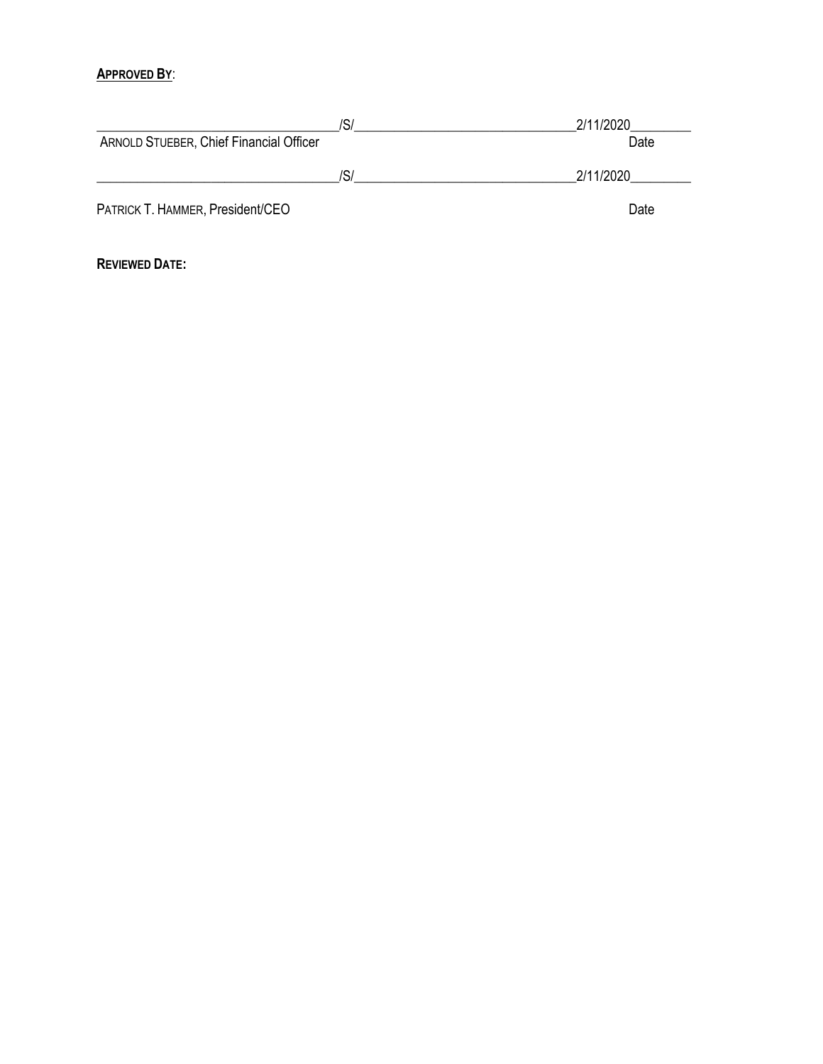**<u>APPROVED BY</u>**:

_____________________________________/S/__________________________________2/11/2020_________
ARNOLD STUEBER, Chief Financial Officer Date

_____________________________________/S/__________________________________2/11/2020_________

PATRICK T. HAMMER, President/CEO Date

**REVIEWED DATE:**